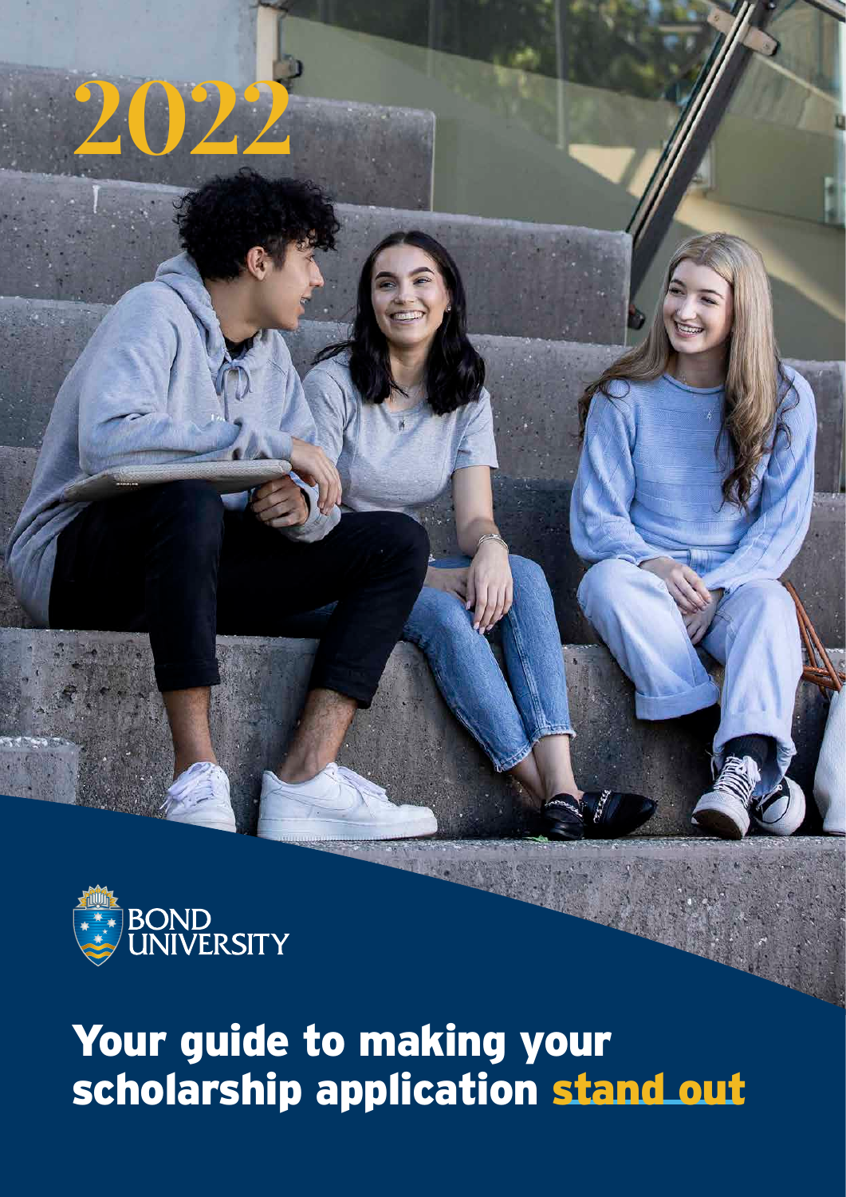2022

BOND UNIVERSITY

# Your guide to making your scholarship application stand out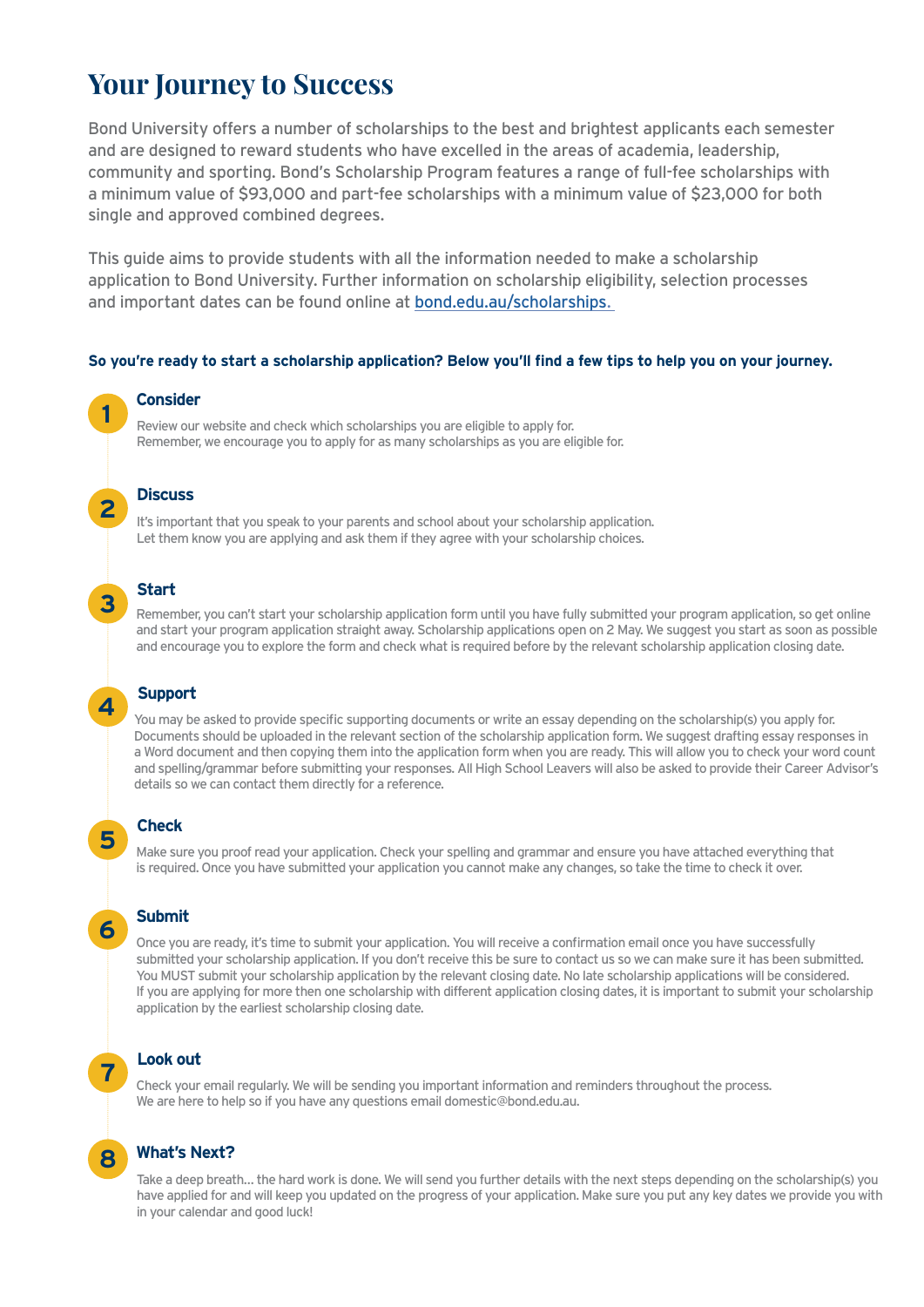# Your Journey to Success

Bond University offers a number of scholarships to the best and brightest applicants each semester and are designed to reward students who have excelled in the areas of academia, leadership, community and sporting. Bond's Scholarship Program features a range of full-fee scholarships with a minimum value of $93,000 and part-fee scholarships with a minimum value of $23,000 for both single and approved combined degrees.

This guide aims to provide students with all the information needed to make a scholarship application to Bond University. Further information on scholarship eligibility, selection processes and important dates can be found online at bond.edu.au/scholarships.

**So you're ready to start a scholarship application? Below you'll find a few tips to help you on your journey.**

### 1 Consider

Review our website and check which scholarships you are eligible to apply for.
Remember, we encourage you to apply for as many scholarships as you are eligible for.

### 2 Discuss

It's important that you speak to your parents and school about your scholarship application.
Let them know you are applying and ask them if they agree with your scholarship choices.

### 3 Start

Remember, you can't start your scholarship application form until you have fully submitted your program application, so get online and start your program application straight away. Scholarship applications open on 2 May. We suggest you start as soon as possible and encourage you to explore the form and check what is required before by the relevant scholarship application closing date.

### 4 Support

You may be asked to provide specific supporting documents or write an essay depending on the scholarship(s) you apply for. Documents should be uploaded in the relevant section of the scholarship application form. We suggest drafting essay responses in a Word document and then copying them into the application form when you are ready. This will allow you to check your word count and spelling/grammar before submitting your responses. All High School Leavers will also be asked to provide their Career Advisor's details so we can contact them directly for a reference.

### 5 Check

Make sure you proof read your application. Check your spelling and grammar and ensure you have attached everything that is required. Once you have submitted your application you cannot make any changes, so take the time to check it over.

### 6 Submit

Once you are ready, it's time to submit your application. You will receive a confirmation email once you have successfully submitted your scholarship application. If you don't receive this be sure to contact us so we can make sure it has been submitted. You MUST submit your scholarship application by the relevant closing date. No late scholarship applications will be considered. If you are applying for more then one scholarship with different application closing dates, it is important to submit your scholarship application by the earliest scholarship closing date.

### 7 Look out

Check your email regularly. We will be sending you important information and reminders throughout the process.
We are here to help so if you have any questions email domestic@bond.edu.au.

### 8 What's Next?

Take a deep breath… the hard work is done. We will send you further details with the next steps depending on the scholarship(s) you have applied for and will keep you updated on the progress of your application. Make sure you put any key dates we provide you with in your calendar and good luck!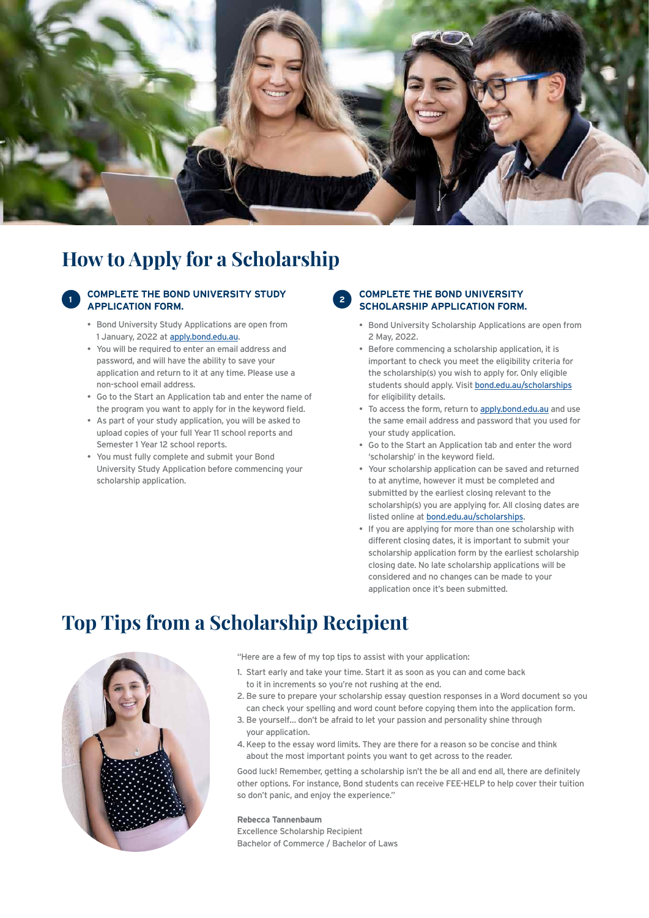# How to Apply for a Scholarship

### 1 COMPLETE THE BOND UNIVERSITY STUDY APPLICATION FORM.

- Bond University Study Applications are open from 1 January, 2022 at apply.bond.edu.au.
- You will be required to enter an email address and password, and will have the ability to save your application and return to it at any time. Please use a non-school email address.
- Go to the Start an Application tab and enter the name of the program you want to apply for in the keyword field.
- As part of your study application, you will be asked to upload copies of your full Year 11 school reports and Semester 1 Year 12 school reports.
- You must fully complete and submit your Bond University Study Application before commencing your scholarship application.

### 2 COMPLETE THE BOND UNIVERSITY SCHOLARSHIP APPLICATION FORM.

- Bond University Scholarship Applications are open from 2 May, 2022.
- Before commencing a scholarship application, it is important to check you meet the eligibility criteria for the scholarship(s) you wish to apply for. Only eligible students should apply. Visit bond.edu.au/scholarships for eligibility details.
- To access the form, return to apply.bond.edu.au and use the same email address and password that you used for your study application.
- Go to the Start an Application tab and enter the word 'scholarship' in the keyword field.
- Your scholarship application can be saved and returned to at anytime, however it must be completed and submitted by the earliest closing relevant to the scholarship(s) you are applying for. All closing dates are listed online at bond.edu.au/scholarships.
- If you are applying for more than one scholarship with different closing dates, it is important to submit your scholarship application form by the earliest scholarship closing date. No late scholarship applications will be considered and no changes can be made to your application once it's been submitted.

# Top Tips from a Scholarship Recipient

"Here are a few of my top tips to assist with your application:

1. Start early and take your time. Start it as soon as you can and come back to it in increments so you're not rushing at the end.
2. Be sure to prepare your scholarship essay question responses in a Word document so you can check your spelling and word count before copying them into the application form.
3. Be yourself… don't be afraid to let your passion and personality shine through your application.
4. Keep to the essay word limits. They are there for a reason so be concise and think about the most important points you want to get across to the reader.

Good luck! Remember, getting a scholarship isn't the be all and end all, there are definitely other options. For instance, Bond students can receive FEE-HELP to help cover their tuition so don't panic, and enjoy the experience."

**Rebecca Tannenbaum**
Excellence Scholarship Recipient
Bachelor of Commerce / Bachelor of Laws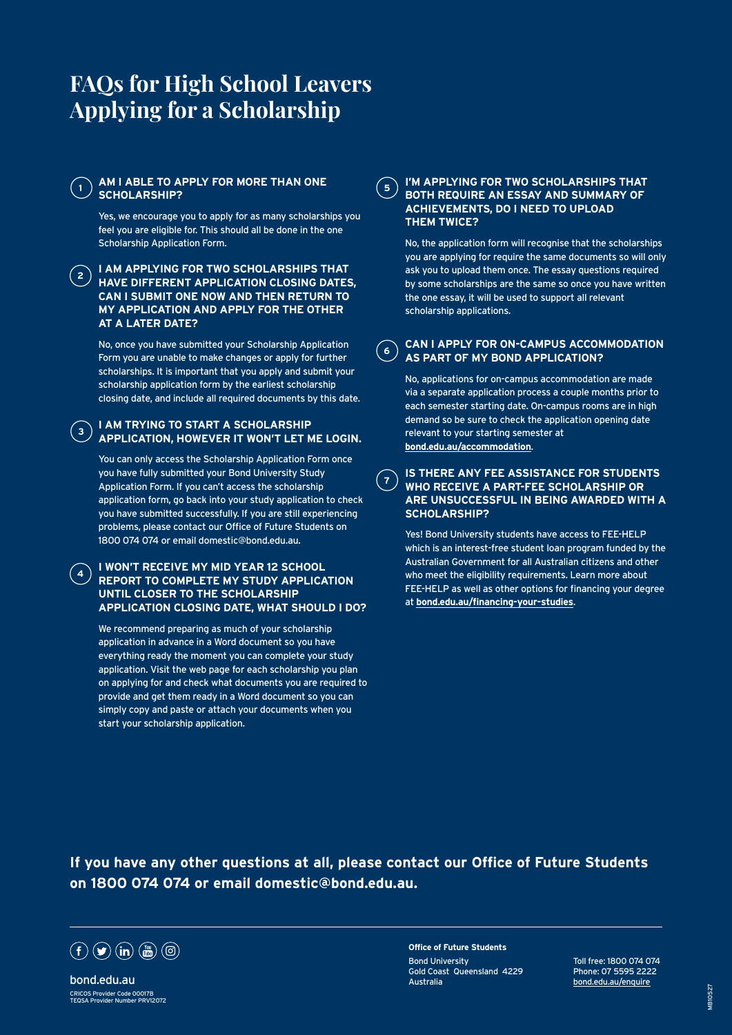# FAQs for High School Leavers Applying for a Scholarship

### 1. AM I ABLE TO APPLY FOR MORE THAN ONE SCHOLARSHIP?

Yes, we encourage you to apply for as many scholarships you feel you are eligible for. This should all be done in the one Scholarship Application Form.

### 2. I AM APPLYING FOR TWO SCHOLARSHIPS THAT HAVE DIFFERENT APPLICATION CLOSING DATES, CAN I SUBMIT ONE NOW AND THEN RETURN TO MY APPLICATION AND APPLY FOR THE OTHER AT A LATER DATE?

No, once you have submitted your Scholarship Application Form you are unable to make changes or apply for further scholarships. It is important that you apply and submit your scholarship application form by the earliest scholarship closing date, and include all required documents by this date.

### 3. I AM TRYING TO START A SCHOLARSHIP APPLICATION, HOWEVER IT WON'T LET ME LOGIN.

You can only access the Scholarship Application Form once you have fully submitted your Bond University Study Application Form. If you can't access the scholarship application form, go back into your study application to check you have submitted successfully. If you are still experiencing problems, please contact our Office of Future Students on 1800 074 074 or email domestic@bond.edu.au.

### 4. I WON'T RECEIVE MY MID YEAR 12 SCHOOL REPORT TO COMPLETE MY STUDY APPLICATION UNTIL CLOSER TO THE SCHOLARSHIP APPLICATION CLOSING DATE, WHAT SHOULD I DO?

We recommend preparing as much of your scholarship application in advance in a Word document so you have everything ready the moment you can complete your study application. Visit the web page for each scholarship you plan on applying for and check what documents you are required to provide and get them ready in a Word document so you can simply copy and paste or attach your documents when you start your scholarship application.

### 5. I'M APPLYING FOR TWO SCHOLARSHIPS THAT BOTH REQUIRE AN ESSAY AND SUMMARY OF ACHIEVEMENTS, DO I NEED TO UPLOAD THEM TWICE?

No, the application form will recognise that the scholarships you are applying for require the same documents so will only ask you to upload them once. The essay questions required by some scholarships are the same so once you have written the one essay, it will be used to support all relevant scholarship applications.

### 6. CAN I APPLY FOR ON-CAMPUS ACCOMMODATION AS PART OF MY BOND APPLICATION?

No, applications for on-campus accommodation are made via a separate application process a couple months prior to each semester starting date. On-campus rooms are in high demand so be sure to check the application opening date relevant to your starting semester at **bond.edu.au/accommodation**.

### 7. IS THERE ANY FEE ASSISTANCE FOR STUDENTS WHO RECEIVE A PART-FEE SCHOLARSHIP OR ARE UNSUCCESSFUL IN BEING AWARDED WITH A SCHOLARSHIP?

Yes! Bond University students have access to FEE-HELP which is an interest-free student loan program funded by the Australian Government for all Australian citizens and other who meet the eligibility requirements. Learn more about FEE-HELP as well as other options for financing your degree at **bond.edu.au/financing-your-studies**.

**If you have any other questions at all, please contact our Office of Future Students on 1800 074 074 or email domestic@bond.edu.au.**

bond.edu.au

CRICOS Provider Code 00017B
TEQSA Provider Number PRV12072

**Office of Future Students**

Bond University
Gold Coast Queensland 4229
Australia

Toll free: 1800 074 074
Phone: 07 5595 2222
bond.edu.au/enquire

MB10527